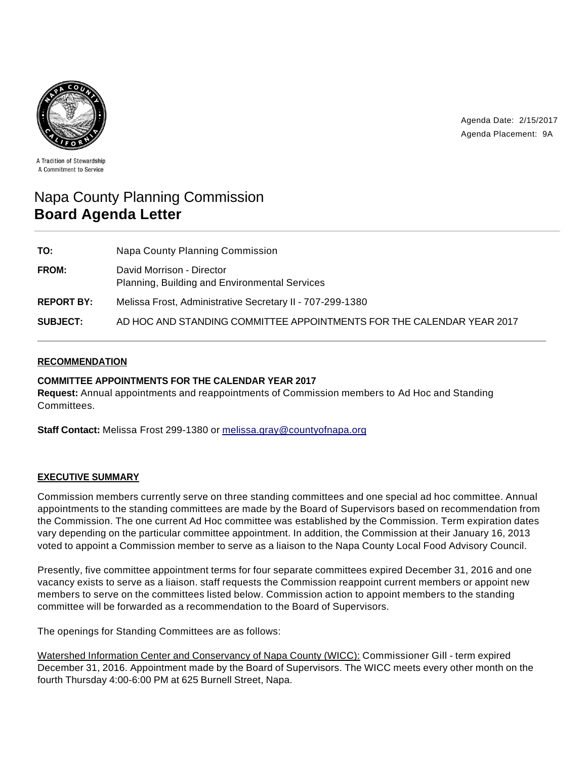A Tradition of Stewardship
A Commitment to Service

Agenda Date: 2/15/2017
Agenda Placement: 9A

# Napa County Planning Commission
# **Board Agenda Letter**

| | |
|---|---|
| **TO:** | Napa County Planning Commission |
| **FROM:** | David Morrison - Director<br>Planning, Building and Environmental Services |
| **REPORT BY:** | Melissa Frost, Administrative Secretary II - 707-299-1380 |
| **SUBJECT:** | AD HOC AND STANDING COMMITTEE APPOINTMENTS FOR THE CALENDAR YEAR 2017 |

## RECOMMENDATION

**COMMITTEE APPOINTMENTS FOR THE CALENDAR YEAR 2017**
**Request:** Annual appointments and reappointments of Commission members to Ad Hoc and Standing Committees.

**Staff Contact:** Melissa Frost 299-1380 or melissa.gray@countyofnapa.org

## EXECUTIVE SUMMARY

Commission members currently serve on three standing committees and one special ad hoc committee. Annual appointments to the standing committees are made by the Board of Supervisors based on recommendation from the Commission. The one current Ad Hoc committee was established by the Commission. Term expiration dates vary depending on the particular committee appointment. In addition, the Commission at their January 16, 2013 voted to appoint a Commission member to serve as a liaison to the Napa County Local Food Advisory Council.

Presently, five committee appointment terms for four separate committees expired December 31, 2016 and one vacancy exists to serve as a liaison. staff requests the Commission reappoint current members or appoint new members to serve on the committees listed below. Commission action to appoint members to the standing committee will be forwarded as a recommendation to the Board of Supervisors.

The openings for Standing Committees are as follows:

Watershed Information Center and Conservancy of Napa County (WICC): Commissioner Gill - term expired December 31, 2016. Appointment made by the Board of Supervisors. The WICC meets every other month on the fourth Thursday 4:00-6:00 PM at 625 Burnell Street, Napa.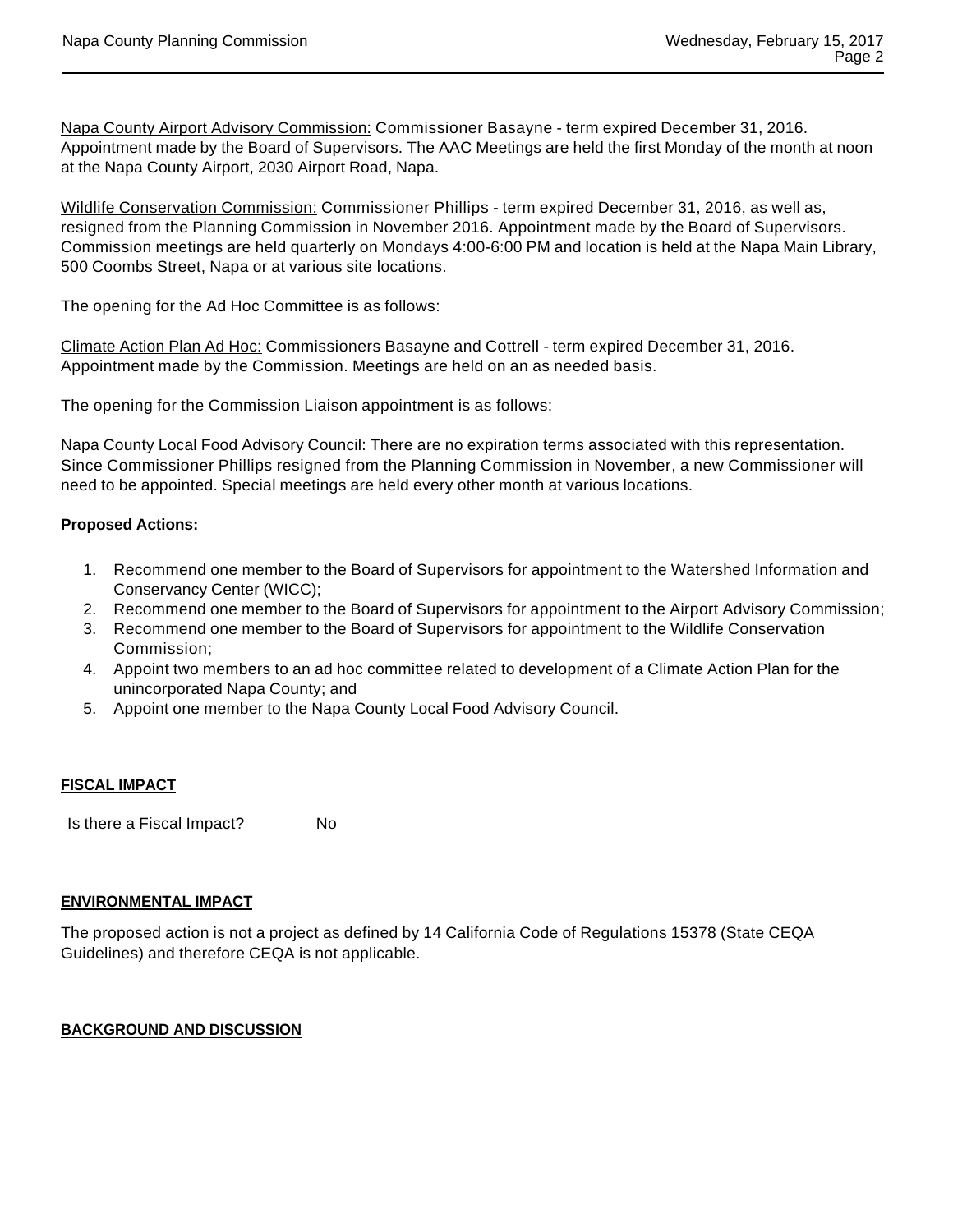Napa County Airport Advisory Commission: Commissioner Basayne - term expired December 31, 2016. Appointment made by the Board of Supervisors. The AAC Meetings are held the first Monday of the month at noon at the Napa County Airport, 2030 Airport Road, Napa.

Wildlife Conservation Commission: Commissioner Phillips - term expired December 31, 2016, as well as, resigned from the Planning Commission in November 2016. Appointment made by the Board of Supervisors. Commission meetings are held quarterly on Mondays 4:00-6:00 PM and location is held at the Napa Main Library, 500 Coombs Street, Napa or at various site locations.

The opening for the Ad Hoc Committee is as follows:

Climate Action Plan Ad Hoc: Commissioners Basayne and Cottrell - term expired December 31, 2016. Appointment made by the Commission. Meetings are held on an as needed basis.

The opening for the Commission Liaison appointment is as follows:

Napa County Local Food Advisory Council: There are no expiration terms associated with this representation. Since Commissioner Phillips resigned from the Planning Commission in November, a new Commissioner will need to be appointed. Special meetings are held every other month at various locations.

**Proposed Actions:**

1. Recommend one member to the Board of Supervisors for appointment to the Watershed Information and Conservancy Center (WICC);
2. Recommend one member to the Board of Supervisors for appointment to the Airport Advisory Commission;
3. Recommend one member to the Board of Supervisors for appointment to the Wildlife Conservation Commission;
4. Appoint two members to an ad hoc committee related to development of a Climate Action Plan for the unincorporated Napa County; and
5. Appoint one member to the Napa County Local Food Advisory Council.

## FISCAL IMPACT

Is there a Fiscal Impact? No

## ENVIRONMENTAL IMPACT

The proposed action is not a project as defined by 14 California Code of Regulations 15378 (State CEQA Guidelines) and therefore CEQA is not applicable.

## BACKGROUND AND DISCUSSION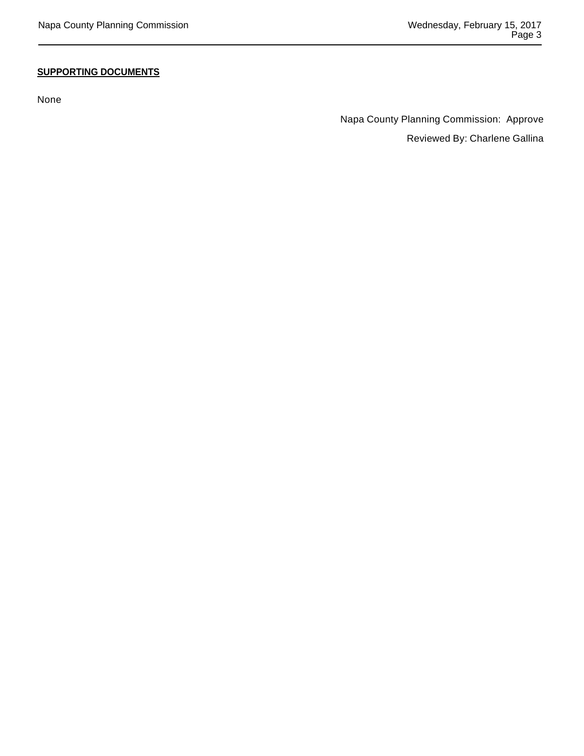## SUPPORTING DOCUMENTS

None

Napa County Planning Commission: Approve

Reviewed By: Charlene Gallina